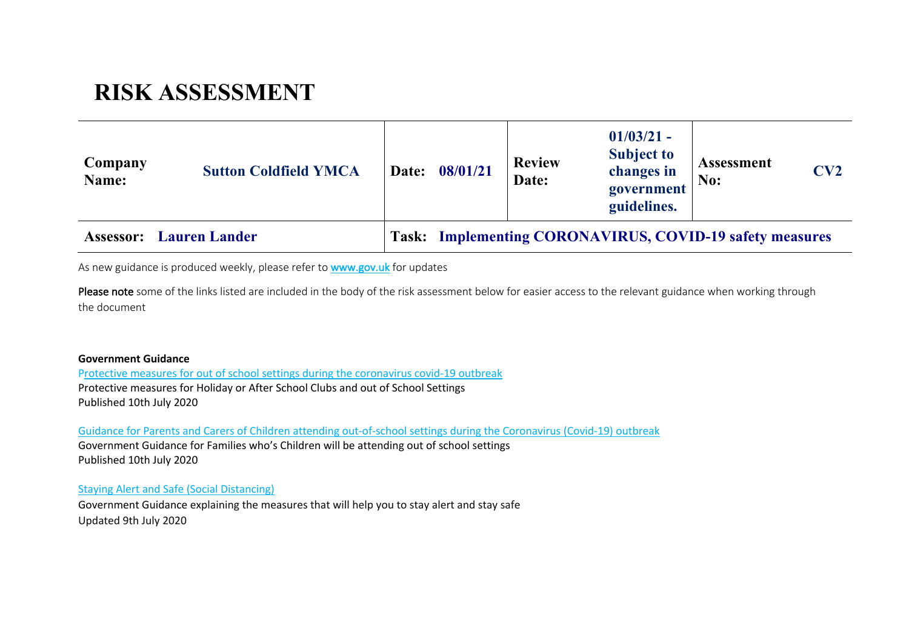# RISK ASSESSMENT

| **Company Name:** | **Sutton Coldfield YMCA** | **Date:** | **08/01/21** | **Review Date:** | **01/03/21 - Subject to changes in government guidelines.** | **Assessment No:** | **CV2** |
|---|---|---|---|---|---|---|---|
| **Assessor:** | **Lauren Lander** | **Task:** | **Implementing CORONAVIRUS, COVID-19 safety measures** | | | | |

As new guidance is produced weekly, please refer to [www.gov.uk](www.gov.uk) for updates

**Please note** some of the links listed are included in the body of the risk assessment below for easier access to the relevant guidance when working through the document

**Government Guidance**

[Protective measures for out of school settings during the coronavirus covid-19 outbreak](#)
Protective measures for Holiday or After School Clubs and out of School Settings
Published 10th July 2020

[Guidance for Parents and Carers of Children attending out-of-school settings during the Coronavirus (Covid-19) outbreak](#)
Government Guidance for Families who's Children will be attending out of school settings
Published 10th July 2020

[Staying Alert and Safe (Social Distancing)](#)
Government Guidance explaining the measures that will help you to stay alert and stay safe
Updated 9th July 2020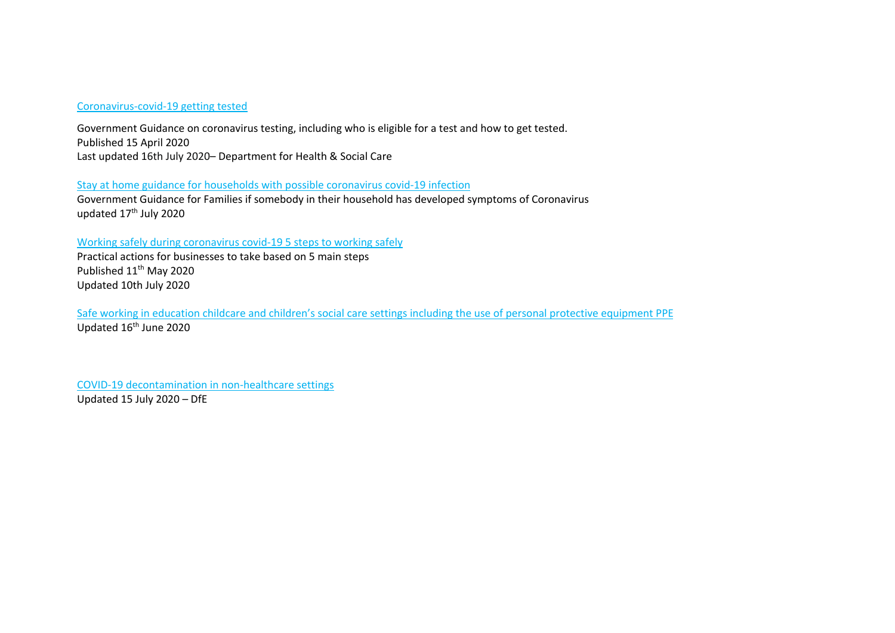Coronavirus-covid-19 getting tested

Government Guidance on coronavirus testing, including who is eligible for a test and how to get tested.
Published 15 April 2020
Last updated 16th July 2020– Department for Health & Social Care

Stay at home guidance for households with possible coronavirus covid-19 infection
Government Guidance for Families if somebody in their household has developed symptoms of Coronavirus
updated 17th July 2020

Working safely during coronavirus covid-19 5 steps to working safely
Practical actions for businesses to take based on 5 main steps
Published 11th May 2020
Updated 10th July 2020

Safe working in education childcare and children's social care settings including the use of personal protective equipment PPE
Updated 16th June 2020

COVID-19 decontamination in non-healthcare settings
Updated 15 July 2020 – DfE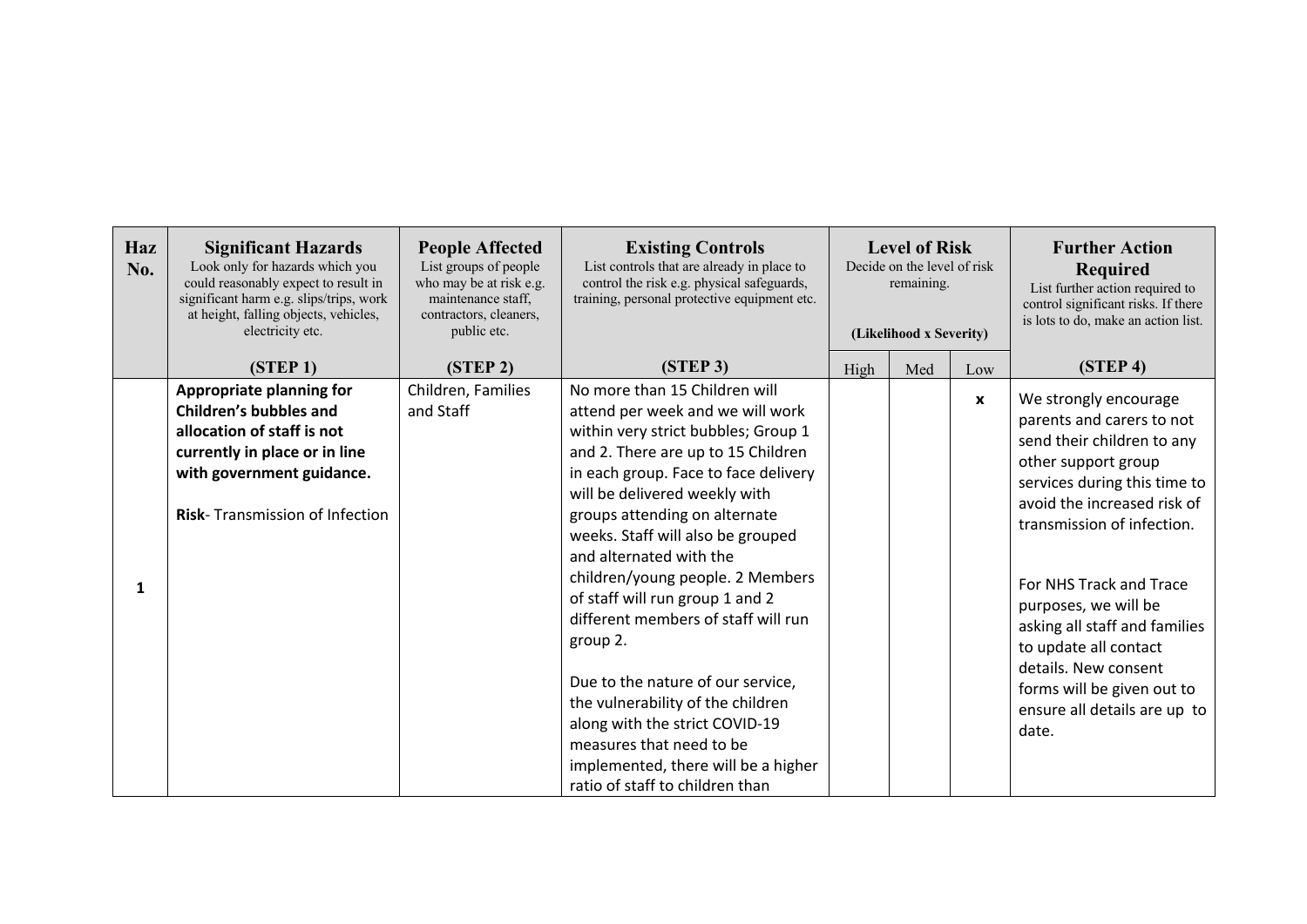| Haz No. | Significant Hazards<br>Look only for hazards which you could reasonably expect to result in significant harm e.g. slips/trips, work at height, falling objects, vehicles, electricity etc.<br><br>(STEP 1) | People Affected<br>List groups of people who may be at risk e.g. maintenance staff, contractors, cleaners, public etc.<br><br>(STEP 2) | Existing Controls<br>List controls that are already in place to control the risk e.g. physical safeguards, training, personal protective equipment etc.<br><br>(STEP 3) | Level of Risk<br>Decide on the level of risk remaining.<br><br>(Likelihood x Severity) | | | Further Action Required<br>List further action required to control significant risks. If there is lots to do, make an action list.<br><br>(STEP 4) |
|---|---|---|---|---|---|---|---|
| | | | | High | Med | Low | |
| 1 | **Appropriate planning for Children's bubbles and allocation of staff is not currently in place or in line with government guidance.**<br><br>**Risk**- Transmission of Infection | Children, Families and Staff | No more than 15 Children will attend per week and we will work within very strict bubbles; Group 1 and 2. There are up to 15 Children in each group. Face to face delivery will be delivered weekly with groups attending on alternate weeks. Staff will also be grouped and alternated with the children/young people. 2 Members of staff will run group 1 and 2 different members of staff will run group 2.<br><br>Due to the nature of our service, the vulnerability of the children along with the strict COVID-19 measures that need to be implemented, there will be a higher ratio of staff to children than | | | x | We strongly encourage parents and carers to not send their children to any other support group services during this time to avoid the increased risk of transmission of infection.<br><br>For NHS Track and Trace purposes, we will be asking all staff and families to update all contact details. New consent forms will be given out to ensure all details are up to date. |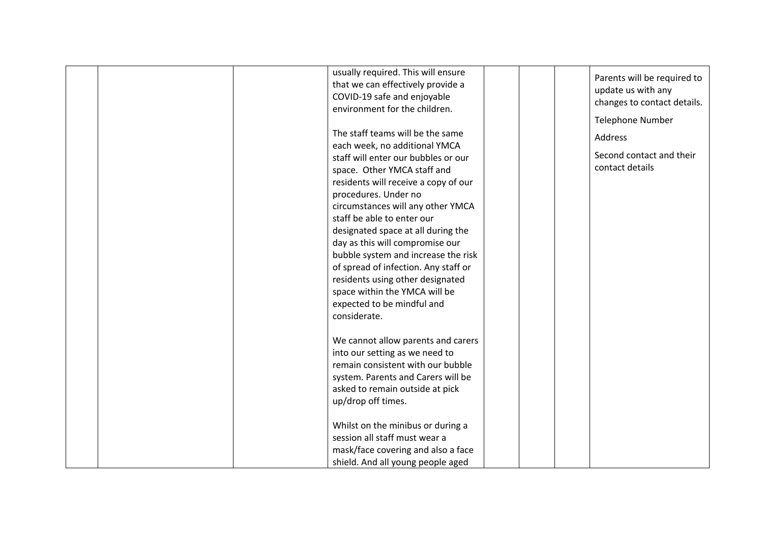|  |  |  | usually required. This will ensure that we can effectively provide a COVID-19 safe and enjoyable environment for the children.<br><br>The staff teams will be the same each week, no additional YMCA staff will enter our bubbles or our space. Other YMCA staff and residents will receive a copy of our procedures. Under no circumstances will any other YMCA staff be able to enter our designated space at all during the day as this will compromise our bubble system and increase the risk of spread of infection. Any staff or residents using other designated space within the YMCA will be expected to be mindful and considerate.<br><br>We cannot allow parents and carers into our setting as we need to remain consistent with our bubble system. Parents and Carers will be asked to remain outside at pick up/drop off times.<br><br>Whilst on the minibus or during a session all staff must wear a mask/face covering and also a face shield. And all young people aged |  |  |  | Parents will be required to update us with any changes to contact details.<br><br>Telephone Number<br><br>Address<br><br>Second contact and their contact details |
|---|---|---|---|---|---|---|---|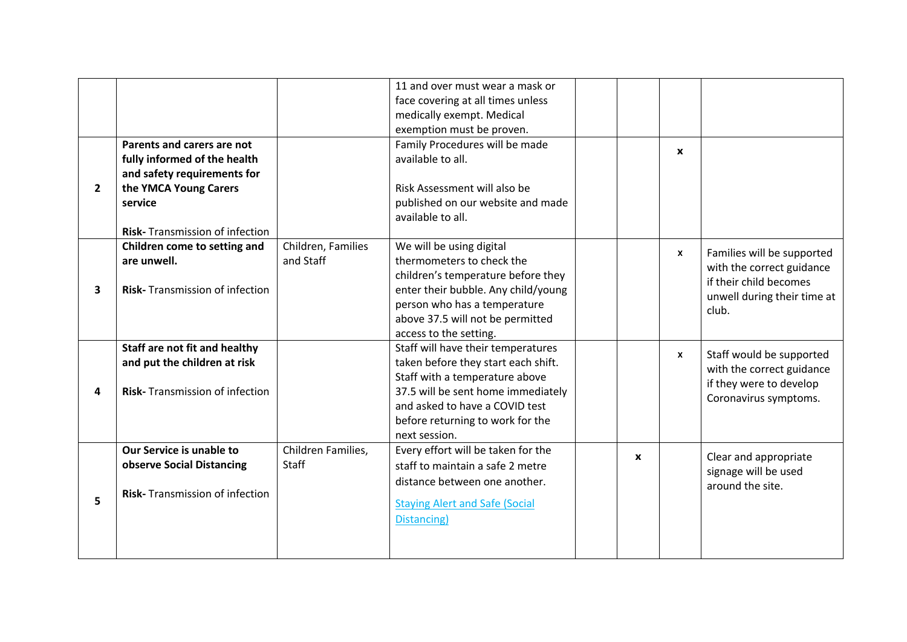| | | | | | | | |
|---|---|---|---|---|---|---|---|
| | | | 11 and over must wear a mask or face covering at all times unless medically exempt. Medical exemption must be proven. | | | | |
| 2 | **Parents and carers are not fully informed of the health and safety requirements for the YMCA Young Carers service**<br><br>**Risk-** Transmission of infection | | Family Procedures will be made available to all.<br><br>Risk Assessment will also be published on our website and made available to all. | | | x | |
| 3 | **Children come to setting and are unwell.**<br><br>**Risk-** Transmission of infection | Children, Families and Staff | We will be using digital thermometers to check the children's temperature before they enter their bubble. Any child/young person who has a temperature above 37.5 will not be permitted access to the setting. | | | x | Families will be supported with the correct guidance if their child becomes unwell during their time at club. |
| 4 | **Staff are not fit and healthy and put the children at risk**<br><br>**Risk-** Transmission of infection | | Staff will have their temperatures taken before they start each shift. Staff with a temperature above 37.5 will be sent home immediately and asked to have a COVID test before returning to work for the next session. | | | x | Staff would be supported with the correct guidance if they were to develop Coronavirus symptoms. |
| 5 | **Our Service is unable to observe Social Distancing**<br><br>**Risk-** Transmission of infection | Children Families, Staff | Every effort will be taken for the staff to maintain a safe 2 metre distance between one another.<br><br>[Staying Alert and Safe (Social Distancing)]() | | x | | Clear and appropriate signage will be used around the site. |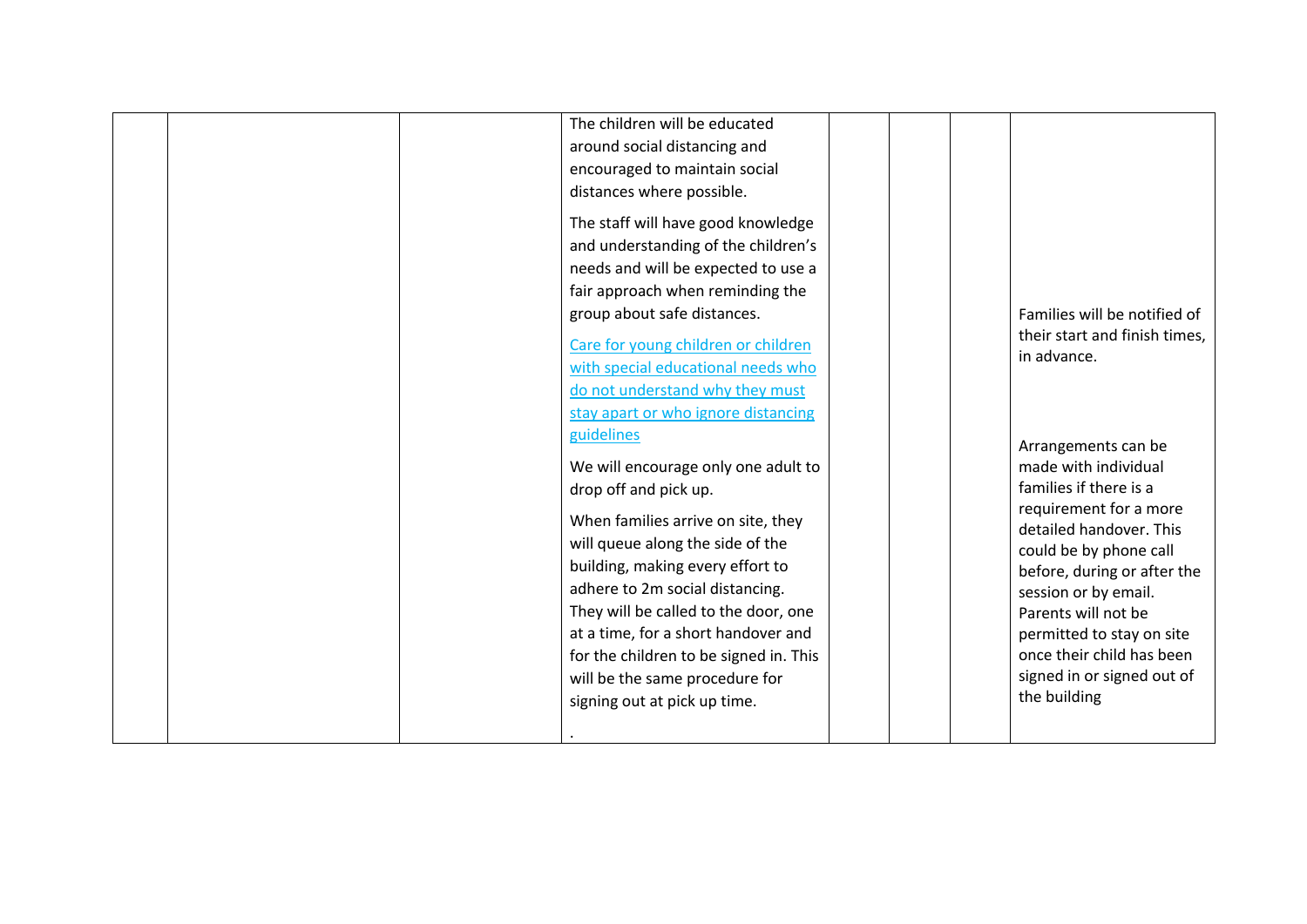| | | | | | | | |
|---|---|---|---|---|---|---|---|
| | | | The children will be educated around social distancing and encouraged to maintain social distances where possible.<br><br>The staff will have good knowledge and understanding of the children's needs and will be expected to use a fair approach when reminding the group about safe distances.<br><br>Care for young children or children with special educational needs who do not understand why they must stay apart or who ignore distancing guidelines<br><br>We will encourage only one adult to drop off and pick up.<br><br>When families arrive on site, they will queue along the side of the building, making every effort to adhere to 2m social distancing. They will be called to the door, one at a time, for a short handover and for the children to be signed in. This will be the same procedure for signing out at pick up time.<br><br>. | | | | Families will be notified of their start and finish times, in advance.<br><br>Arrangements can be made with individual families if there is a requirement for a more detailed handover. This could be by phone call before, during or after the session or by email. Parents will not be permitted to stay on site once their child has been signed in or signed out of the building |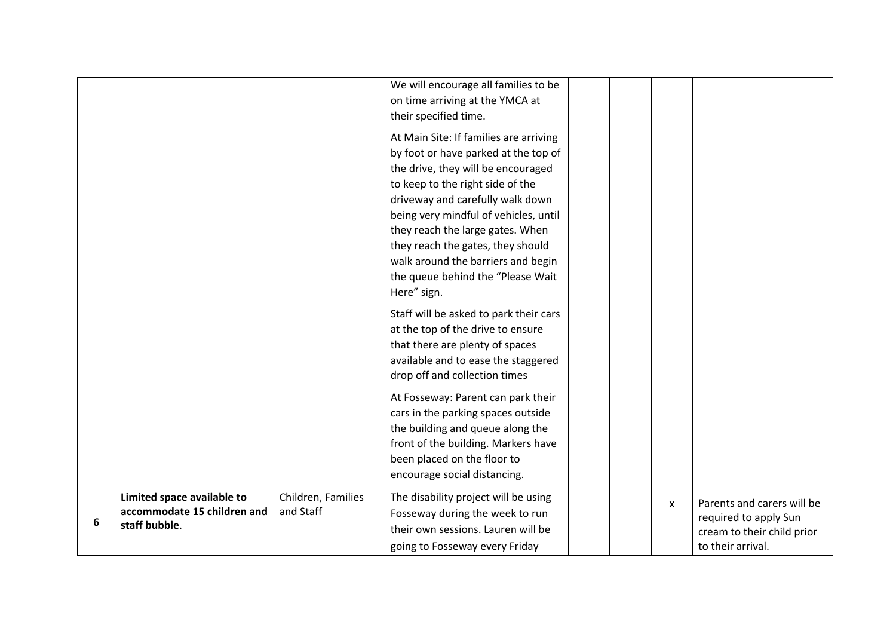| | | | | | | | |
|---|---|---|---|---|---|---|---|
| | | | We will encourage all families to be on time arriving at the YMCA at their specified time.<br><br>At Main Site: If families are arriving by foot or have parked at the top of the drive, they will be encouraged to keep to the right side of the driveway and carefully walk down being very mindful of vehicles, until they reach the large gates. When they reach the gates, they should walk around the barriers and begin the queue behind the "Please Wait Here" sign.<br><br>Staff will be asked to park their cars at the top of the drive to ensure that there are plenty of spaces available and to ease the staggered drop off and collection times<br><br>At Fosseway: Parent can park their cars in the parking spaces outside the building and queue along the front of the building. Markers have been placed on the floor to encourage social distancing. | | | | |
| 6 | **Limited space available to accommodate 15 children and staff bubble**. | Children, Families and Staff | The disability project will be using Fosseway during the week to run their own sessions. Lauren will be going to Fosseway every Friday | | | x | Parents and carers will be required to apply Sun cream to their child prior to their arrival. |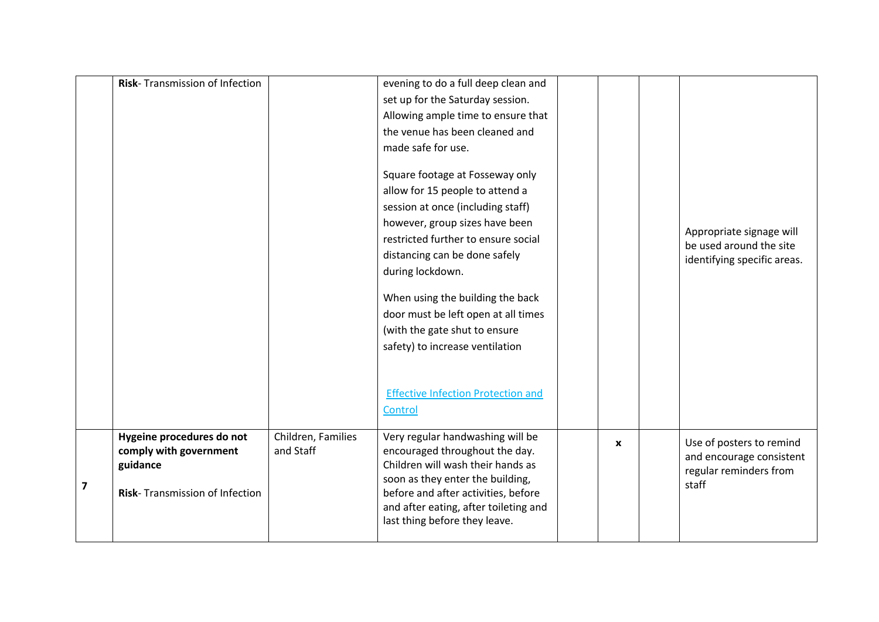|  |  |  |  |  |  |  |  |
|---|---|---|---|---|---|---|---|
|  | **Risk**- Transmission of Infection |  | evening to do a full deep clean and set up for the Saturday session. Allowing ample time to ensure that the venue has been cleaned and made safe for use.<br><br>Square footage at Fosseway only allow for 15 people to attend a session at once (including staff) however, group sizes have been restricted further to ensure social distancing can be done safely during lockdown.<br><br>When using the building the back door must be left open at all times (with the gate shut to ensure safety) to increase ventilation<br><br>[Effective Infection Protection and Control]() |  |  |  | Appropriate signage will be used around the site identifying specific areas. |
| 7 | **Hygeine procedures do not comply with government guidance**<br><br>**Risk**- Transmission of Infection | Children, Families and Staff | Very regular handwashing will be encouraged throughout the day. Children will wash their hands as soon as they enter the building, before and after activities, before and after eating, after toileting and last thing before they leave. |  | **x** |  | Use of posters to remind and encourage consistent regular reminders from staff |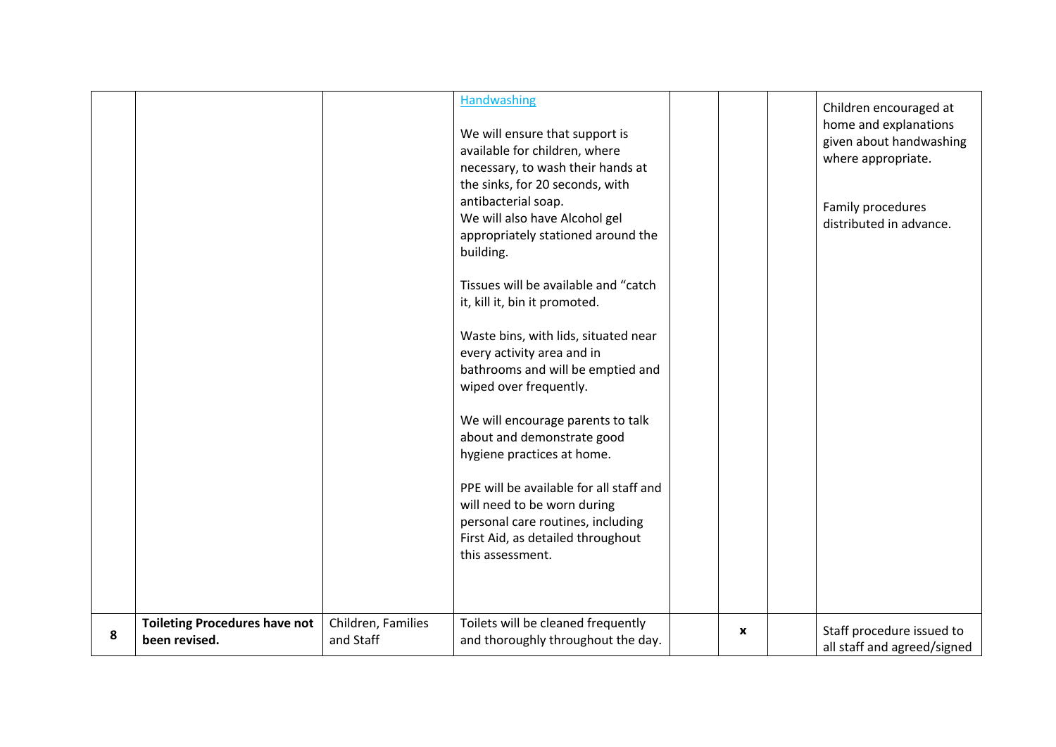|  |  |  |  |  |  |  |  |
|---|---|---|---|---|---|---|---|
|  |  |  | Handwashing<br><br>We will ensure that support is available for children, where necessary, to wash their hands at the sinks, for 20 seconds, with antibacterial soap.<br>We will also have Alcohol gel appropriately stationed around the building.<br><br>Tissues will be available and "catch it, kill it, bin it promoted.<br><br>Waste bins, with lids, situated near every activity area and in bathrooms and will be emptied and wiped over frequently.<br><br>We will encourage parents to talk about and demonstrate good hygiene practices at home.<br><br>PPE will be available for all staff and will need to be worn during personal care routines, including First Aid, as detailed throughout this assessment. |  |  |  | Children encouraged at home and explanations given about handwashing where appropriate.<br><br>Family procedures distributed in advance. |
| 8 | **Toileting Procedures have not been revised.** | Children, Families and Staff | Toilets will be cleaned frequently and thoroughly throughout the day. |  | **x** |  | Staff procedure issued to all staff and agreed/signed |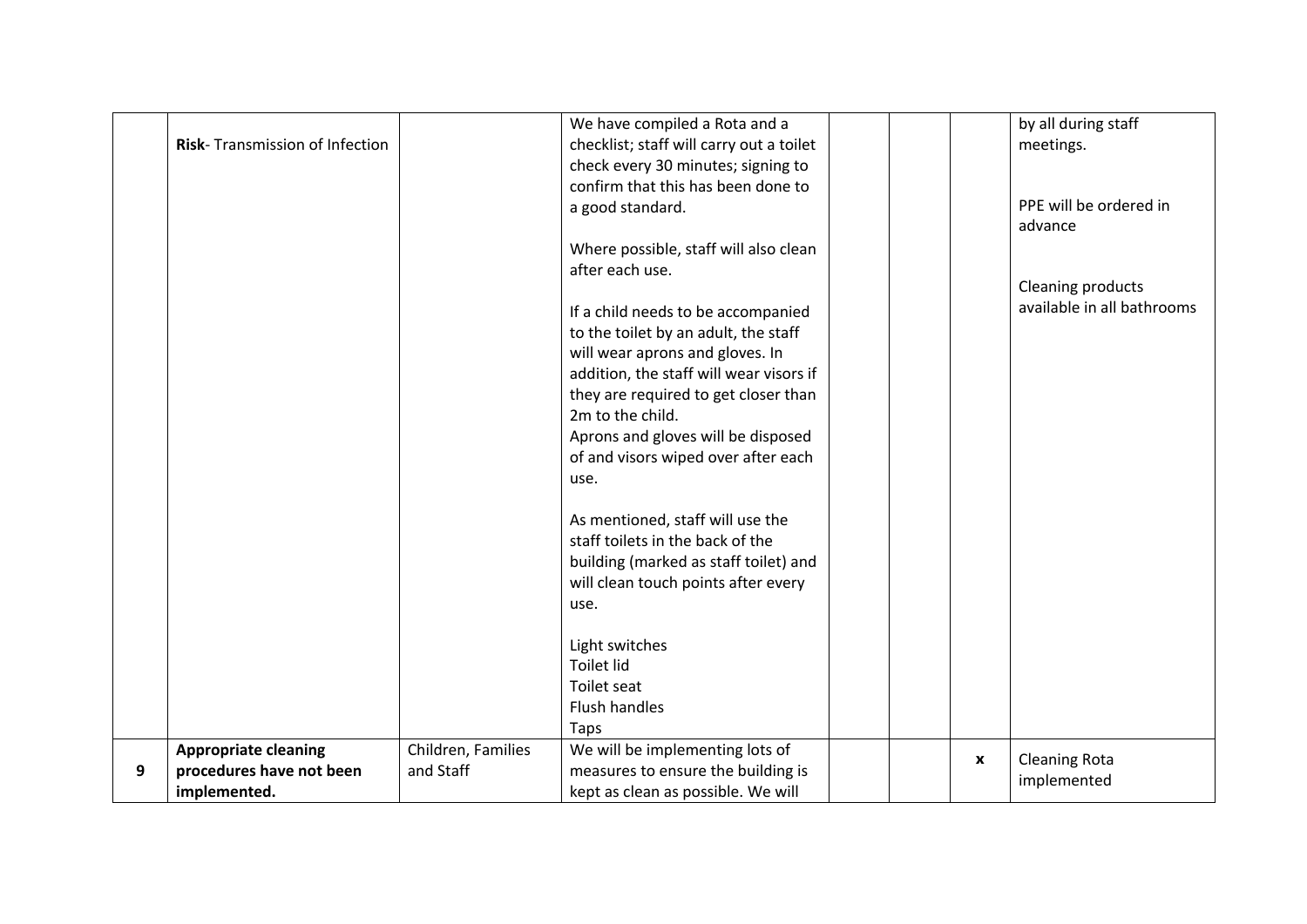| | | | | | | | |
|---|---|---|---|---|---|---|---|
| | **Risk**- Transmission of Infection | | We have compiled a Rota and a checklist; staff will carry out a toilet check every 30 minutes; signing to confirm that this has been done to a good standard.<br><br>Where possible, staff will also clean after each use.<br><br>If a child needs to be accompanied to the toilet by an adult, the staff will wear aprons and gloves. In addition, the staff will wear visors if they are required to get closer than 2m to the child.<br>Aprons and gloves will be disposed of and visors wiped over after each use.<br><br>As mentioned, staff will use the staff toilets in the back of the building (marked as staff toilet) and will clean touch points after every use.<br><br>Light switches<br>Toilet lid<br>Toilet seat<br>Flush handles<br>Taps | | | | by all during staff meetings.<br><br>PPE will be ordered in advance<br><br>Cleaning products available in all bathrooms |
| 9 | **Appropriate cleaning procedures have not been implemented.** | Children, Families and Staff | We will be implementing lots of measures to ensure the building is kept as clean as possible. We will | | | **x** | Cleaning Rota implemented |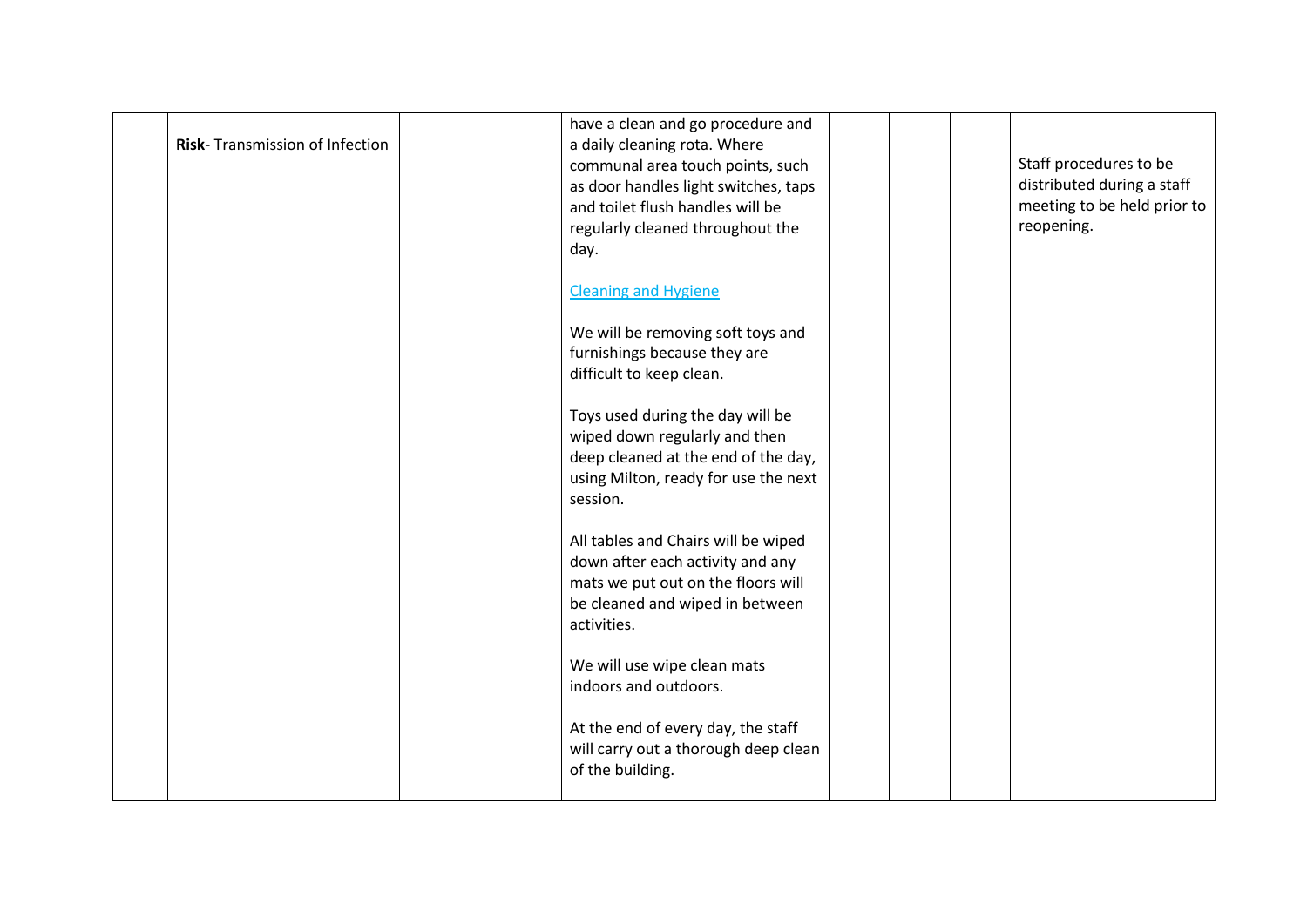|  |  |  |  |  |  |  |  |
|---|---|---|---|---|---|---|---|
|  | **Risk**- Transmission of Infection |  | have a clean and go procedure and a daily cleaning rota. Where communal area touch points, such as door handles light switches, taps and toilet flush handles will be regularly cleaned throughout the day.<br><br>[Cleaning and Hygiene]<br><br>We will be removing soft toys and furnishings because they are difficult to keep clean.<br><br>Toys used during the day will be wiped down regularly and then deep cleaned at the end of the day, using Milton, ready for use the next session.<br><br>All tables and Chairs will be wiped down after each activity and any mats we put out on the floors will be cleaned and wiped in between activities.<br><br>We will use wipe clean mats indoors and outdoors.<br><br>At the end of every day, the staff will carry out a thorough deep clean of the building. |  |  |  | Staff procedures to be distributed during a staff meeting to be held prior to reopening. |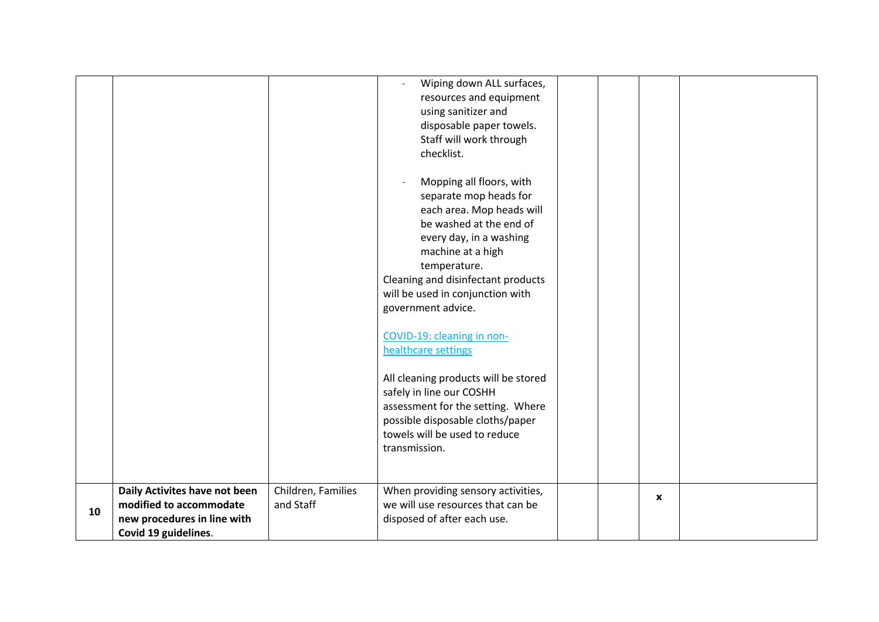| | | | | | | | |
|---|---|---|---|---|---|---|---|
| | | | - Wiping down ALL surfaces, resources and equipment using sanitizer and disposable paper towels. Staff will work through checklist.<br><br>- Mopping all floors, with separate mop heads for each area. Mop heads will be washed at the end of every day, in a washing machine at a high temperature.<br><br>Cleaning and disinfectant products will be used in conjunction with government advice.<br><br>[COVID-19: cleaning in non-healthcare settings]<br><br>All cleaning products will be stored safely in line our COSHH assessment for the setting. Where possible disposable cloths/paper towels will be used to reduce transmission. | | | | |
| 10 | **Daily Activites have not been modified to accommodate new procedures in line with Covid 19 guidelines**. | Children, Families and Staff | When providing sensory activities, we will use resources that can be disposed of after each use. | | | **x** | |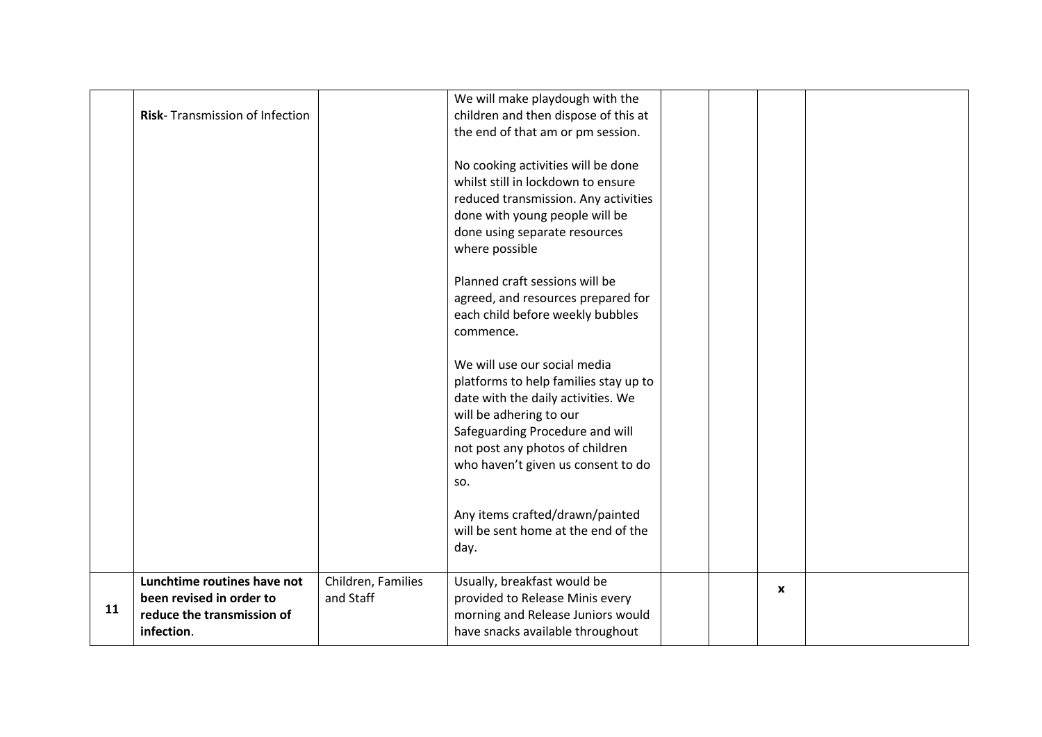| | | | | | | | |
|---|---|---|---|---|---|---|---|
| | **Risk**- Transmission of Infection | | We will make playdough with the children and then dispose of this at the end of that am or pm session.<br><br>No cooking activities will be done whilst still in lockdown to ensure reduced transmission. Any activities done with young people will be done using separate resources where possible<br><br>Planned craft sessions will be agreed, and resources prepared for each child before weekly bubbles commence.<br><br>We will use our social media platforms to help families stay up to date with the daily activities. We will be adhering to our Safeguarding Procedure and will not post any photos of children who haven't given us consent to do so.<br><br>Any items crafted/drawn/painted will be sent home at the end of the day. | | | | |
| **11** | **Lunchtime routines have not been revised in order to reduce the transmission of infection**. | Children, Families and Staff | Usually, breakfast would be provided to Release Minis every morning and Release Juniors would have snacks available throughout | | | **x** | |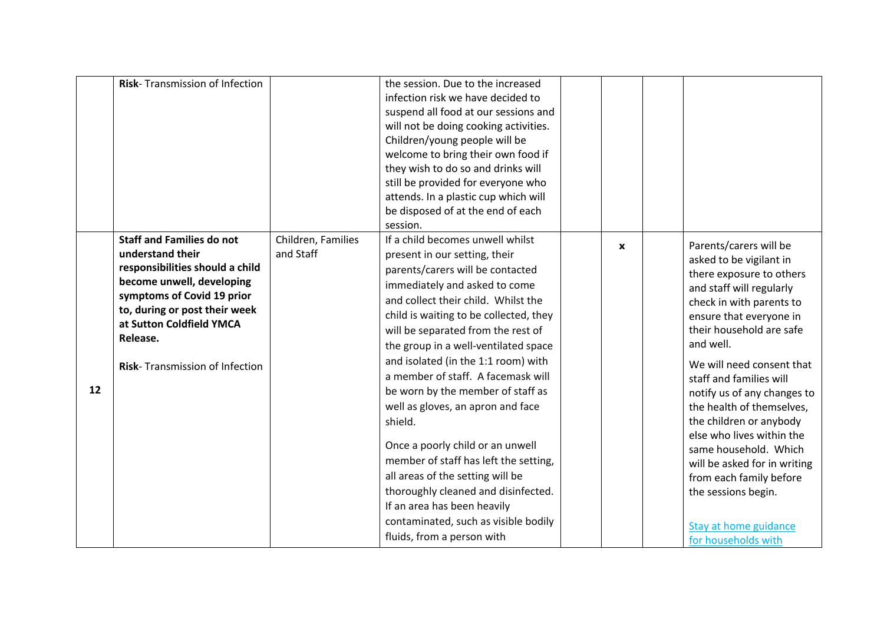| | | | | | | | |
|---|---|---|---|---|---|---|---|
| | **Risk**- Transmission of Infection | | the session. Due to the increased infection risk we have decided to suspend all food at our sessions and will not be doing cooking activities. Children/young people will be welcome to bring their own food if they wish to do so and drinks will still be provided for everyone who attends. In a plastic cup which will be disposed of at the end of each session. | | | | |
| 12 | **Staff and Families do not understand their responsibilities should a child become unwell, developing symptoms of Covid 19 prior to, during or post their week at Sutton Coldfield YMCA Release.**<br><br>**Risk**- Transmission of Infection | Children, Families and Staff | If a child becomes unwell whilst present in our setting, their parents/carers will be contacted immediately and asked to come and collect their child. Whilst the child is waiting to be collected, they will be separated from the rest of the group in a well-ventilated space and isolated (in the 1:1 room) with a member of staff. A facemask will be worn by the member of staff as well as gloves, an apron and face shield.<br><br>Once a poorly child or an unwell member of staff has left the setting, all areas of the setting will be thoroughly cleaned and disinfected. If an area has been heavily contaminated, such as visible bodily fluids, from a person with | | x | | Parents/carers will be asked to be vigilant in there exposure to others and staff will regularly check in with parents to ensure that everyone in their household are safe and well.<br><br>We will need consent that staff and families will notify us of any changes to the health of themselves, the children or anybody else who lives within the same household. Which will be asked for in writing from each family before the sessions begin.<br><br>Stay at home guidance for households with |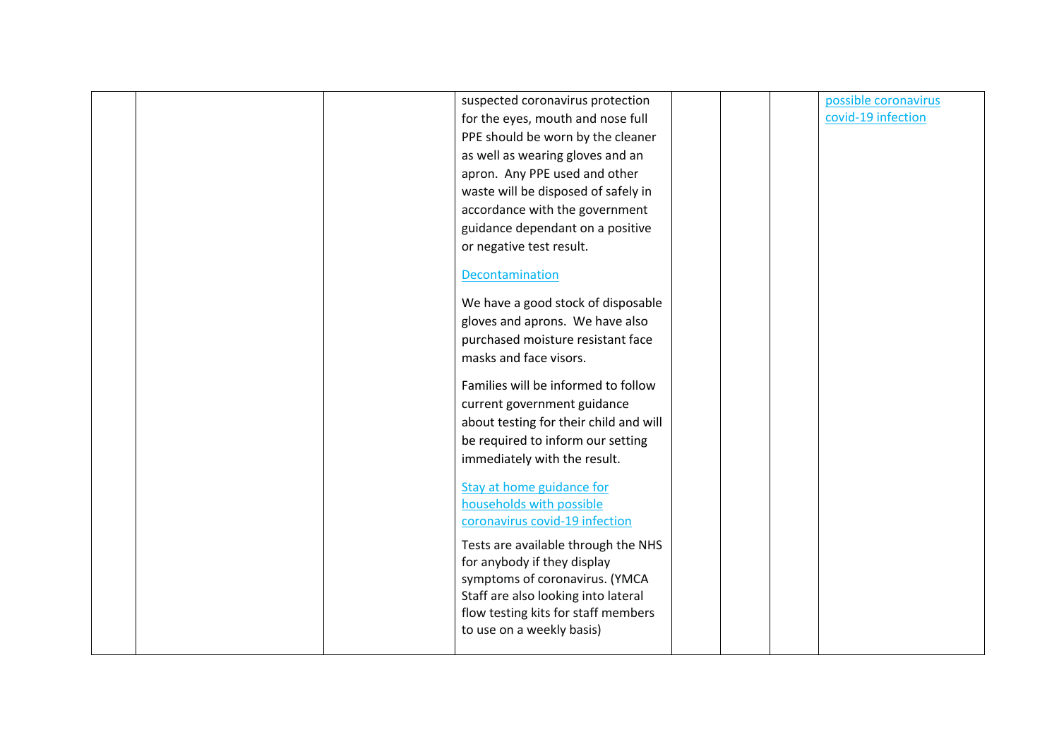|  |  |  | suspected coronavirus protection for the eyes, mouth and nose full PPE should be worn by the cleaner as well as wearing gloves and an apron. Any PPE used and other waste will be disposed of safely in accordance with the government guidance dependant on a positive or negative test result.<br><br>Decontamination<br><br>We have a good stock of disposable gloves and aprons. We have also purchased moisture resistant face masks and face visors.<br><br>Families will be informed to follow current government guidance about testing for their child and will be required to inform our setting immediately with the result.<br><br>Stay at home guidance for households with possible coronavirus covid-19 infection<br><br>Tests are available through the NHS for anybody if they display symptoms of coronavirus. (YMCA Staff are also looking into lateral flow testing kits for staff members to use on a weekly basis) |  |  |  | possible coronavirus covid-19 infection |
|---|---|---|---|---|---|---|---|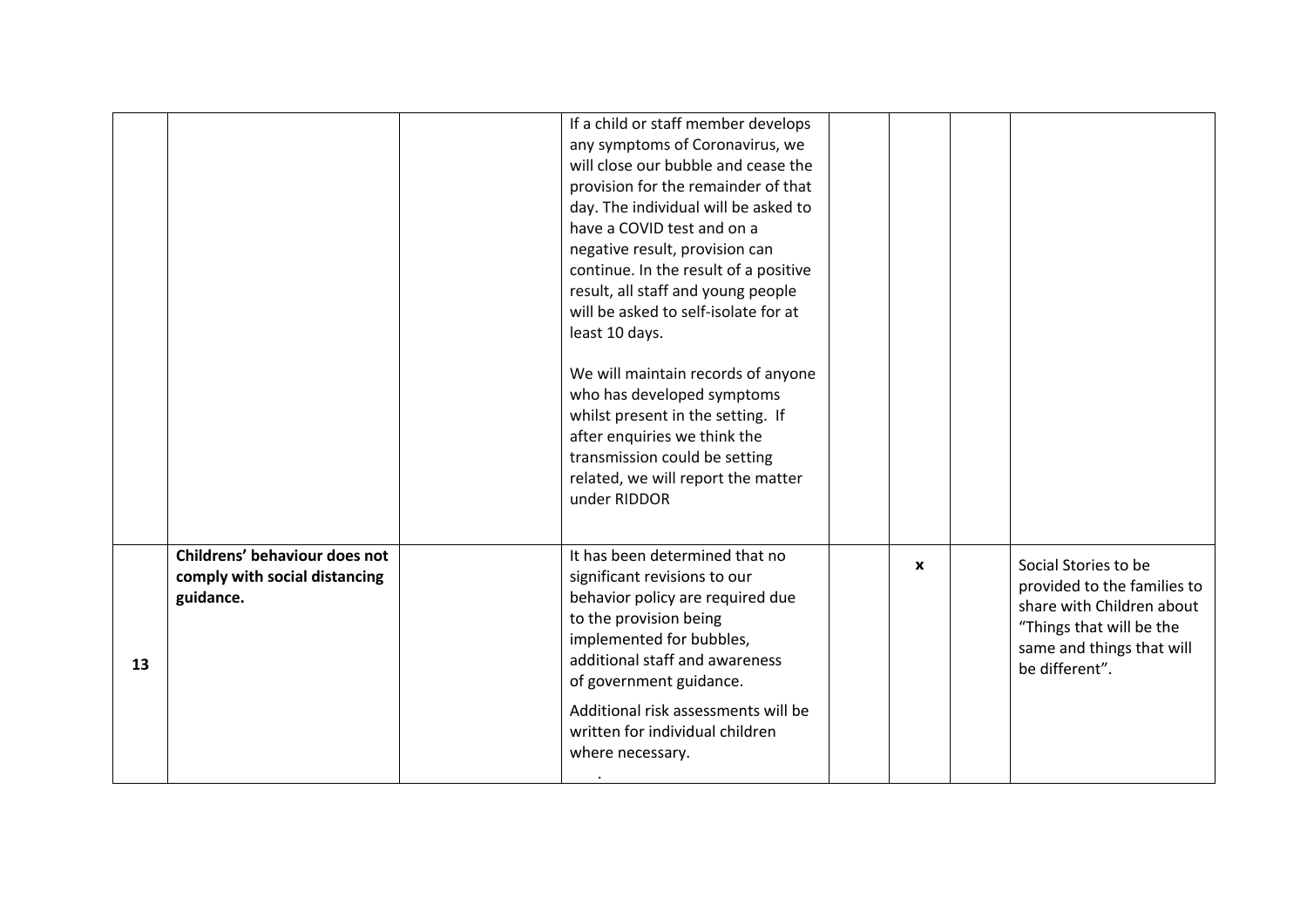| | | | | | | | |
|---|---|---|---|---|---|---|---|
| | | | If a child or staff member develops any symptoms of Coronavirus, we will close our bubble and cease the provision for the remainder of that day. The individual will be asked to have a COVID test and on a negative result, provision can continue. In the result of a positive result, all staff and young people will be asked to self-isolate for at least 10 days.<br><br>We will maintain records of anyone who has developed symptoms whilst present in the setting. If after enquiries we think the transmission could be setting related, we will report the matter under RIDDOR | | | | |
| 13 | **Childrens' behaviour does not comply with social distancing guidance.** | | It has been determined that no significant revisions to our behavior policy are required due to the provision being implemented for bubbles, additional staff and awareness of government guidance.<br><br>Additional risk assessments will be written for individual children where necessary. | | x | | Social Stories to be provided to the families to share with Children about "Things that will be the same and things that will be different". |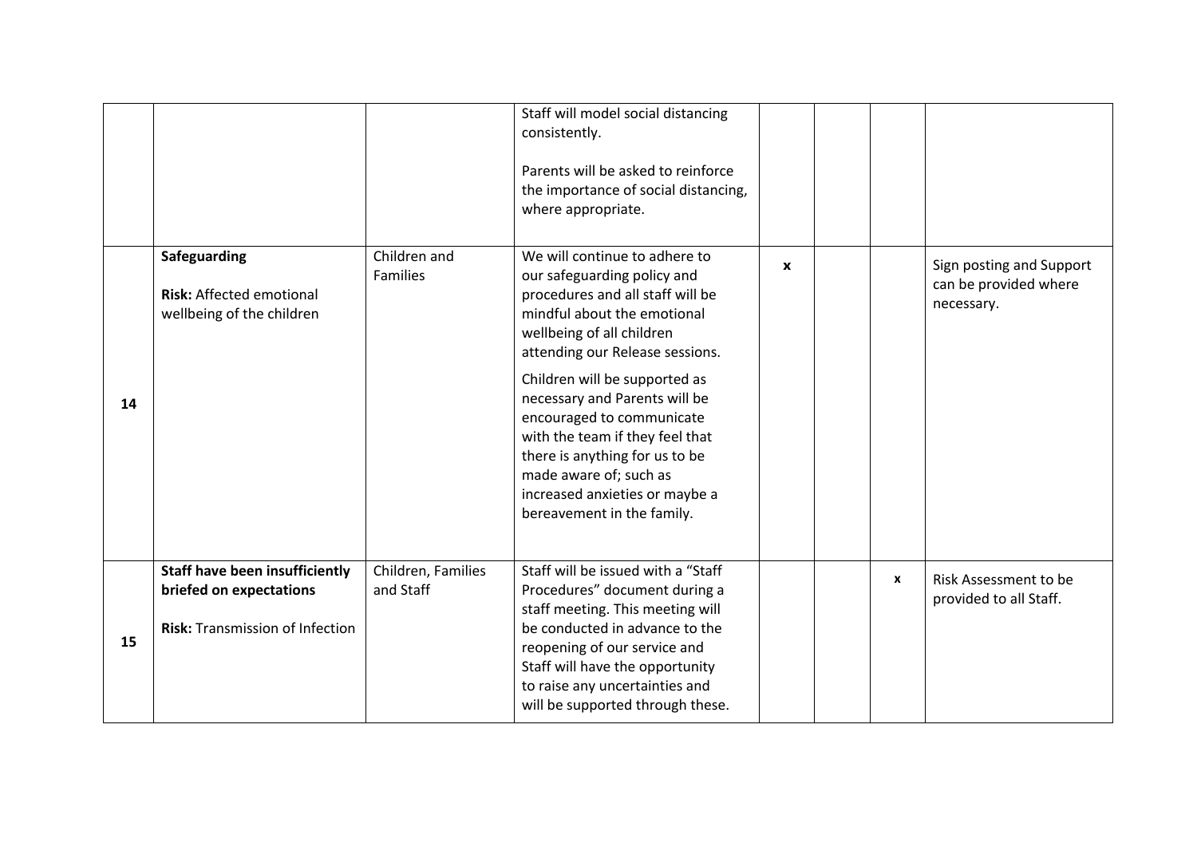| | | | | | | | |
|---|---|---|---|---|---|---|---|
| | | | Staff will model social distancing consistently.<br><br>Parents will be asked to reinforce the importance of social distancing, where appropriate. | | | | |
| 14 | **Safeguarding**<br><br>**Risk:** Affected emotional wellbeing of the children | Children and Families | We will continue to adhere to our safeguarding policy and procedures and all staff will be mindful about the emotional wellbeing of all children attending our Release sessions.<br><br>Children will be supported as necessary and Parents will be encouraged to communicate with the team if they feel that there is anything for us to be made aware of; such as increased anxieties or maybe a bereavement in the family. | **x** | | | Sign posting and Support can be provided where necessary. |
| 15 | **Staff have been insufficiently briefed on expectations**<br><br>**Risk:** Transmission of Infection | Children, Families and Staff | Staff will be issued with a "Staff Procedures" document during a staff meeting. This meeting will be conducted in advance to the reopening of our service and Staff will have the opportunity to raise any uncertainties and will be supported through these. | | | **x** | Risk Assessment to be provided to all Staff. |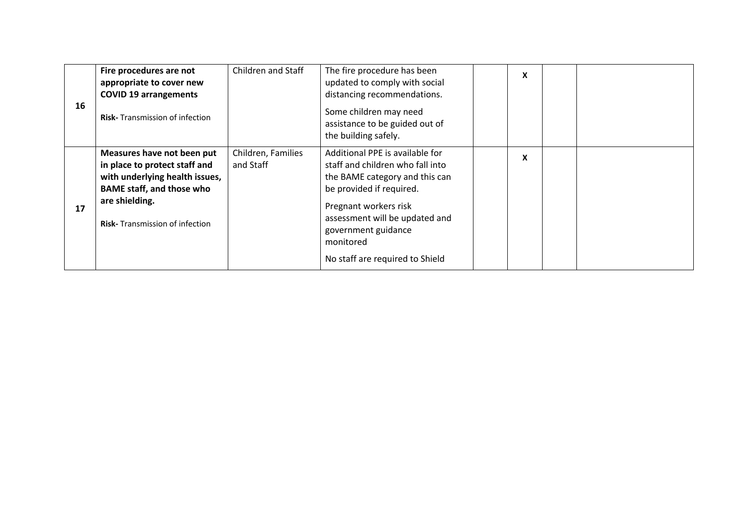| | | | | | | | |
|---|---|---|---|---|---|---|---|
| 16 | **Fire procedures are not appropriate to cover new COVID 19 arrangements**<br><br>**Risk-** Transmission of infection | Children and Staff | The fire procedure has been updated to comply with social distancing recommendations.<br><br>Some children may need assistance to be guided out of the building safely. | | **X** | | |
| 17 | **Measures have not been put in place to protect staff and with underlying health issues, BAME staff, and those who are shielding.**<br><br>**Risk-** Transmission of infection | Children, Families and Staff | Additional PPE is available for staff and children who fall into the BAME category and this can be provided if required.<br><br>Pregnant workers risk assessment will be updated and government guidance monitored<br><br>No staff are required to Shield | | **X** | | |